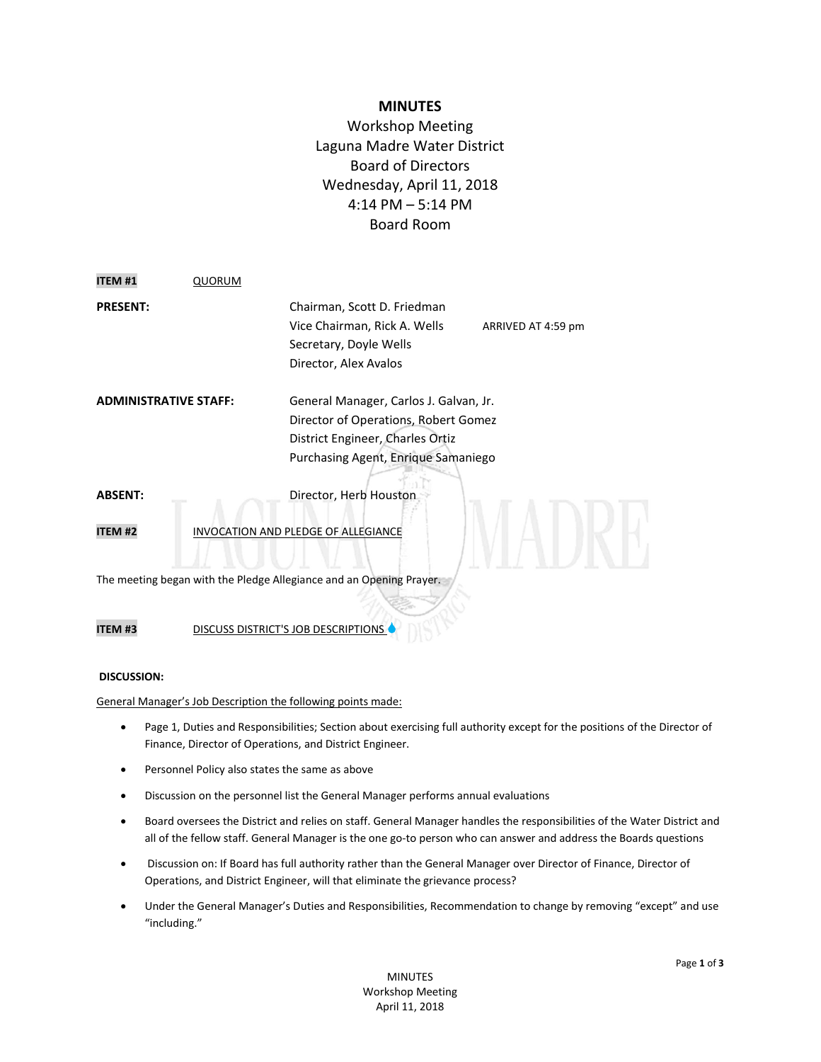# MINUTES

Workshop Meeting
Laguna Madre Water District
Board of Directors
Wednesday, April 11, 2018
4:14 PM – 5:14 PM
Board Room

**ITEM #1** QUORUM

**PRESENT:**
Chairman, Scott D. Friedman
Vice Chairman, Rick A. Wells ARRIVED AT 4:59 pm
Secretary, Doyle Wells
Director, Alex Avalos

**ADMINISTRATIVE STAFF:**
General Manager, Carlos J. Galvan, Jr.
Director of Operations, Robert Gomez
District Engineer, Charles Ortiz
Purchasing Agent, Enrique Samaniego

**ABSENT:**
Director, Herb Houston

**ITEM #2** INVOCATION AND PLEDGE OF ALLEGIANCE

The meeting began with the Pledge Allegiance and an Opening Prayer.

**ITEM #3** DISCUSS DISTRICT'S JOB DESCRIPTIONS

**DISCUSSION:**

General Manager's Job Description the following points made:

- Page 1, Duties and Responsibilities; Section about exercising full authority except for the positions of the Director of Finance, Director of Operations, and District Engineer.
- Personnel Policy also states the same as above
- Discussion on the personnel list the General Manager performs annual evaluations
- Board oversees the District and relies on staff. General Manager handles the responsibilities of the Water District and all of the fellow staff. General Manager is the one go-to person who can answer and address the Boards questions
- Discussion on: If Board has full authority rather than the General Manager over Director of Finance, Director of Operations, and District Engineer, will that eliminate the grievance process?
- Under the General Manager's Duties and Responsibilities, Recommendation to change by removing "except" and use "including."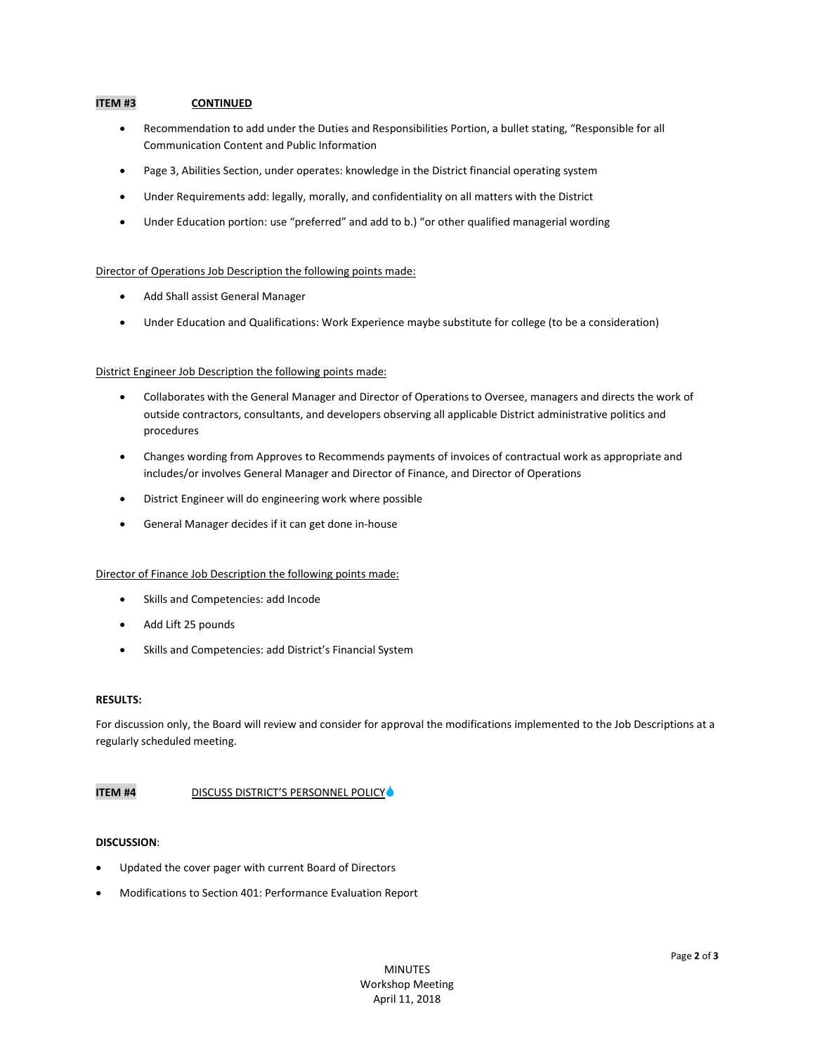**ITEM #3** **CONTINUED**

- Recommendation to add under the Duties and Responsibilities Portion, a bullet stating, "Responsible for all Communication Content and Public Information
- Page 3, Abilities Section, under operates: knowledge in the District financial operating system
- Under Requirements add: legally, morally, and confidentiality on all matters with the District
- Under Education portion: use "preferred" and add to b.) "or other qualified managerial wording

Director of Operations Job Description the following points made:

- Add Shall assist General Manager
- Under Education and Qualifications: Work Experience maybe substitute for college (to be a consideration)

District Engineer Job Description the following points made:

- Collaborates with the General Manager and Director of Operations to Oversee, managers and directs the work of outside contractors, consultants, and developers observing all applicable District administrative politics and procedures
- Changes wording from Approves to Recommends payments of invoices of contractual work as appropriate and includes/or involves General Manager and Director of Finance, and Director of Operations
- District Engineer will do engineering work where possible
- General Manager decides if it can get done in-house

Director of Finance Job Description the following points made:

- Skills and Competencies: add Incode
- Add Lift 25 pounds
- Skills and Competencies: add District's Financial System

**RESULTS:**

For discussion only, the Board will review and consider for approval the modifications implemented to the Job Descriptions at a regularly scheduled meeting.

**ITEM #4** DISCUSS DISTRICT'S PERSONNEL POLICY

**DISCUSSION**:

- Updated the cover pager with current Board of Directors
- Modifications to Section 401: Performance Evaluation Report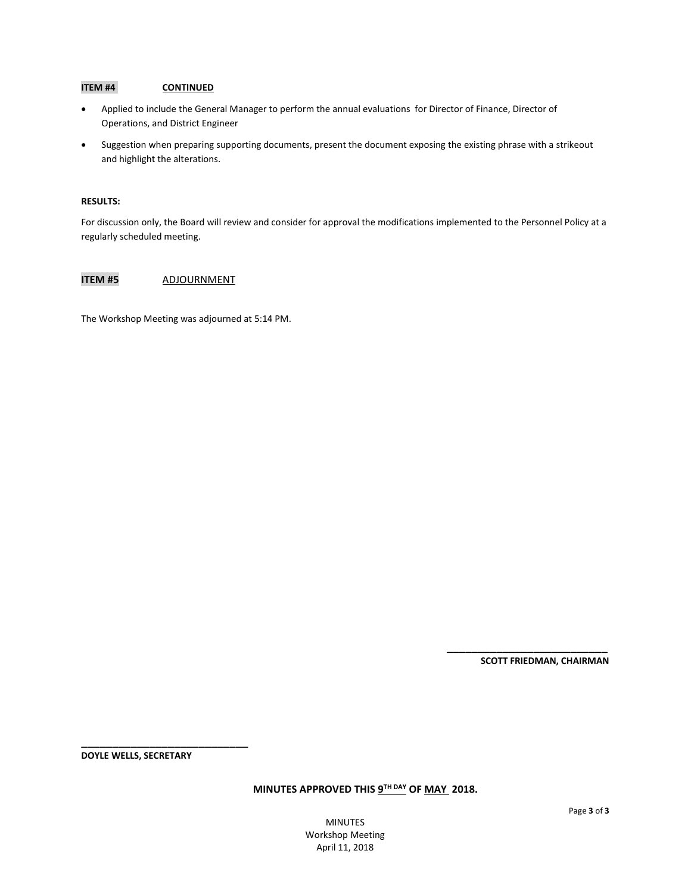**ITEM #4** **CONTINUED**

- Applied to include the General Manager to perform the annual evaluations for Director of Finance, Director of Operations, and District Engineer
- Suggestion when preparing supporting documents, present the document exposing the existing phrase with a strikeout and highlight the alterations.

**RESULTS:**

For discussion only, the Board will review and consider for approval the modifications implemented to the Personnel Policy at a regularly scheduled meeting.

**ITEM #5** ADJOURNMENT

The Workshop Meeting was adjourned at 5:14 PM.

\_\_\_\_\_\_\_\_\_\_\_\_\_\_\_\_\_\_\_\_\_\_\_\_\_\_\_\_\_\_
**SCOTT FRIEDMAN, CHAIRMAN**

\_\_\_\_\_\_\_\_\_\_\_\_\_\_\_\_\_\_\_\_\_\_\_\_\_\_\_\_\_\_
**DOYLE WELLS, SECRETARY**

**MINUTES APPROVED THIS 9TH DAY OF MAY 2018.**

MINUTES
Workshop Meeting
April 11, 2018